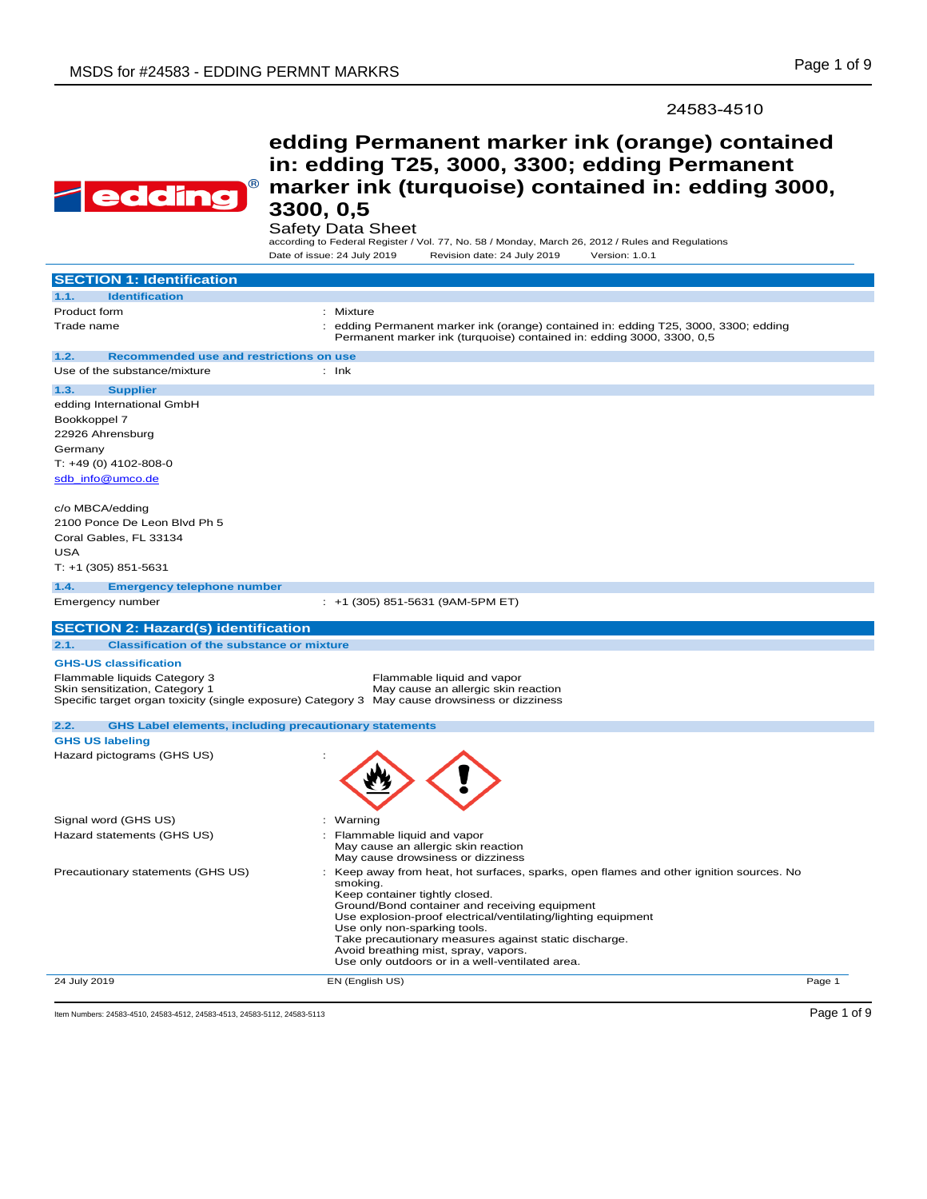24583-4510

# edding Permanent marker ink (orange) contained in: edding T25, 3000, 3300; edding Permanent marker ink (turquoise) contained in: edding 3000, 3300, 0,5

Safety Data Sheet

according to Federal Register / Vol. 77, No. 58 / Monday, March 26, 2012 / Rules and Regulations

Date of issue: 24 July 2019 Revision date: 24 July 2019 Version: 1.0.1

## SECTION 1: Identification

### 1.1. Identification

Product form : Mixture

Trade name : edding Permanent marker ink (orange) contained in: edding T25, 3000, 3300; edding Permanent marker ink (turquoise) contained in: edding 3000, 3300, 0,5

### 1.2. Recommended use and restrictions on use

Use of the substance/mixture : Ink

### 1.3. Supplier

edding International GmbH
Bookkoppel 7
22926 Ahrensburg
Germany
T: +49 (0) 4102-808-0
sdb_info@umco.de

c/o MBCA/edding
2100 Ponce De Leon Blvd Ph 5
Coral Gables, FL 33134
USA
T: +1 (305) 851-5631

### 1.4. Emergency telephone number

Emergency number : +1 (305) 851-5631 (9AM-5PM ET)

## SECTION 2: Hazard(s) identification

### 2.1. Classification of the substance or mixture

**GHS-US classification**

| | |
|---|---|
| Flammable liquids Category 3 | Flammable liquid and vapor |
| Skin sensitization, Category 1 | May cause an allergic skin reaction |
| Specific target organ toxicity (single exposure) Category 3 | May cause drowsiness or dizziness |

### 2.2. GHS Label elements, including precautionary statements

**GHS US labeling**

Hazard pictograms (GHS US) :

Signal word (GHS US) : Warning

Hazard statements (GHS US) : Flammable liquid and vapor
May cause an allergic skin reaction
May cause drowsiness or dizziness

Precautionary statements (GHS US) : Keep away from heat, hot surfaces, sparks, open flames and other ignition sources. No smoking.
Keep container tightly closed.
Ground/Bond container and receiving equipment
Use explosion-proof electrical/ventilating/lighting equipment
Use only non-sparking tools.
Take precautionary measures against static discharge.
Avoid breathing mist, spray, vapors.
Use only outdoors or in a well-ventilated area.

Item Numbers: 24583-4510, 24583-4512, 24583-4513, 24583-5112, 24583-5113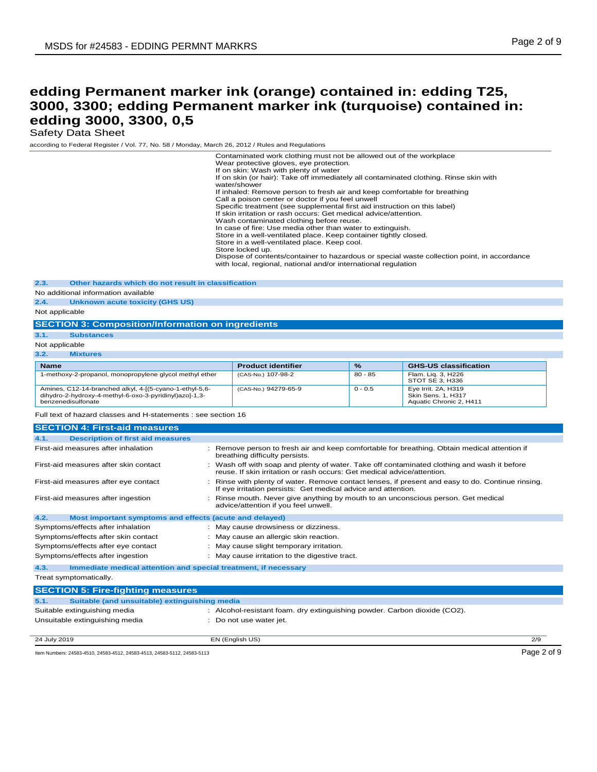# edding Permanent marker ink (orange) contained in: edding T25, 3000, 3300; edding Permanent marker ink (turquoise) contained in: edding 3000, 3300, 0,5

Safety Data Sheet

according to Federal Register / Vol. 77, No. 58 / Monday, March 26, 2012 / Rules and Regulations

Contaminated work clothing must not be allowed out of the workplace
Wear protective gloves, eye protection.
If on skin: Wash with plenty of water
If on skin (or hair): Take off immediately all contaminated clothing. Rinse skin with water/shower
If inhaled: Remove person to fresh air and keep comfortable for breathing
Call a poison center or doctor if you feel unwell
Specific treatment (see supplemental first aid instruction on this label)
If skin irritation or rash occurs: Get medical advice/attention.
Wash contaminated clothing before reuse.
In case of fire: Use media other than water to extinguish.
Store in a well-ventilated place. Keep container tightly closed.
Store in a well-ventilated place. Keep cool.
Store locked up.
Dispose of contents/container to hazardous or special waste collection point, in accordance with local, regional, national and/or international regulation

### 2.3. Other hazards which do not result in classification

No additional information available

### 2.4. Unknown acute toxicity (GHS US)

Not applicable

## SECTION 3: Composition/Information on ingredients

### 3.1. Substances

Not applicable

### 3.2. Mixtures

| Name | Product identifier | % | GHS-US classification |
|---|---|---|---|
| 1-methoxy-2-propanol, monopropylene glycol methyl ether | (CAS-No.) 107-98-2 | 80 - 85 | Flam. Liq. 3, H226<br>STOT SE 3, H336 |
| Amines, C12-14-branched alkyl, 4-[(5-cyano-1-ethyl-5,6-dihydro-2-hydroxy-4-methyl-6-oxo-3-pyridinyl)azo]-1,3-benzenedisulfonate | (CAS-No.) 94279-65-9 | 0 - 0.5 | Eye Irrit. 2A, H319<br>Skin Sens. 1, H317<br>Aquatic Chronic 2, H411 |

Full text of hazard classes and H-statements : see section 16

## SECTION 4: First-aid measures

### 4.1. Description of first aid measures

First-aid measures after inhalation : Remove person to fresh air and keep comfortable for breathing. Obtain medical attention if breathing difficulty persists.

First-aid measures after skin contact : Wash off with soap and plenty of water. Take off contaminated clothing and wash it before reuse. If skin irritation or rash occurs: Get medical advice/attention.

First-aid measures after eye contact : Rinse with plenty of water. Remove contact lenses, if present and easy to do. Continue rinsing. If eye irritation persists: Get medical advice and attention.

First-aid measures after ingestion : Rinse mouth. Never give anything by mouth to an unconscious person. Get medical advice/attention if you feel unwell.

### 4.2. Most important symptoms and effects (acute and delayed)

Symptoms/effects after inhalation : May cause drowsiness or dizziness.

Symptoms/effects after skin contact : May cause an allergic skin reaction.

Symptoms/effects after eye contact : May cause slight temporary irritation.

Symptoms/effects after ingestion : May cause irritation to the digestive tract.

### 4.3. Immediate medical attention and special treatment, if necessary

Treat symptomatically.

## SECTION 5: Fire-fighting measures

### 5.1. Suitable (and unsuitable) extinguishing media

Suitable extinguishing media : Alcohol-resistant foam. dry extinguishing powder. Carbon dioxide ($CO_2$).

Unsuitable extinguishing media : Do not use water jet.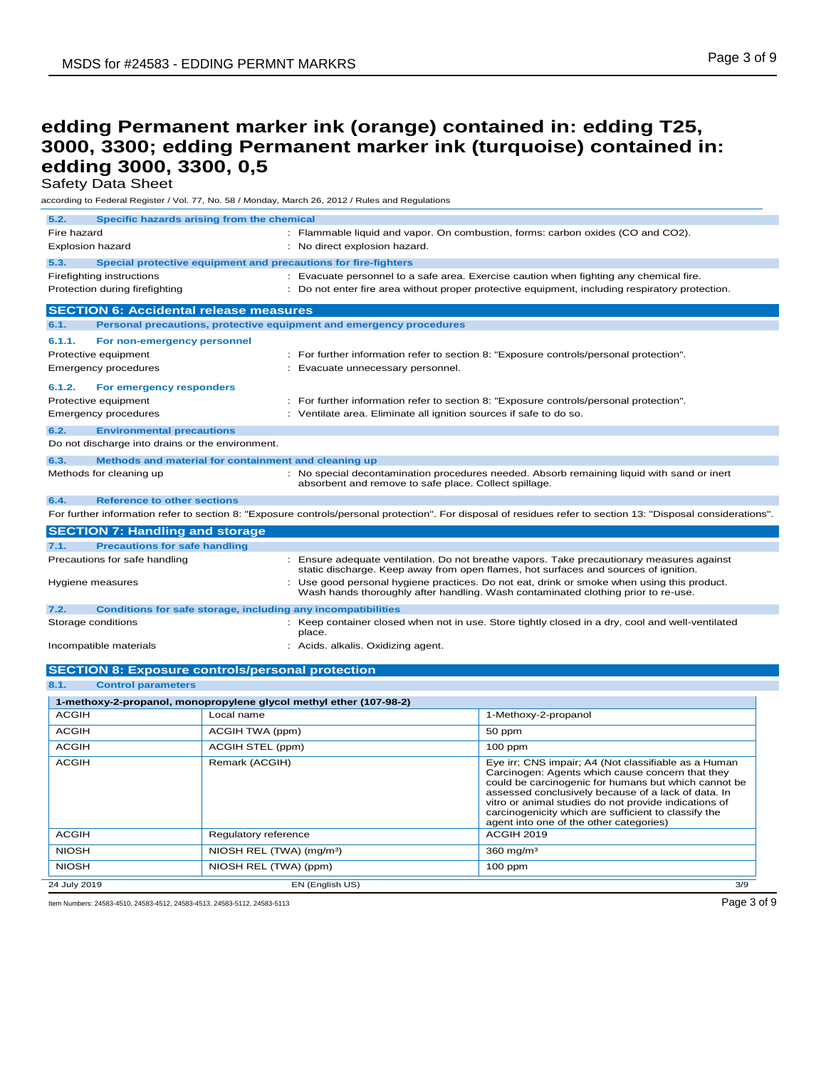# edding Permanent marker ink (orange) contained in: edding T25, 3000, 3300; edding Permanent marker ink (turquoise) contained in: edding 3000, 3300, 0,5

Safety Data Sheet

according to Federal Register / Vol. 77, No. 58 / Monday, March 26, 2012 / Rules and Regulations

### 5.2. Specific hazards arising from the chemical

Fire hazard : Flammable liquid and vapor. On combustion, forms: carbon oxides (CO and $CO_2$).

Explosion hazard : No direct explosion hazard.

### 5.3. Special protective equipment and precautions for fire-fighters

Firefighting instructions : Evacuate personnel to a safe area. Exercise caution when fighting any chemical fire.

Protection during firefighting : Do not enter fire area without proper protective equipment, including respiratory protection.

## SECTION 6: Accidental release measures

### 6.1. Personal precautions, protective equipment and emergency procedures

#### 6.1.1. For non-emergency personnel

Protective equipment : For further information refer to section 8: "Exposure controls/personal protection".

Emergency procedures : Evacuate unnecessary personnel.

#### 6.1.2. For emergency responders

Protective equipment : For further information refer to section 8: "Exposure controls/personal protection".

Emergency procedures : Ventilate area. Eliminate all ignition sources if safe to do so.

### 6.2. Environmental precautions

Do not discharge into drains or the environment.

### 6.3. Methods and material for containment and cleaning up

Methods for cleaning up : No special decontamination procedures needed. Absorb remaining liquid with sand or inert absorbent and remove to safe place. Collect spillage.

### 6.4. Reference to other sections

For further information refer to section 8: "Exposure controls/personal protection". For disposal of residues refer to section 13: "Disposal considerations".

## SECTION 7: Handling and storage

### 7.1. Precautions for safe handling

Precautions for safe handling : Ensure adequate ventilation. Do not breathe vapors. Take precautionary measures against static discharge. Keep away from open flames, hot surfaces and sources of ignition.

Hygiene measures : Use good personal hygiene practices. Do not eat, drink or smoke when using this product. Wash hands thoroughly after handling. Wash contaminated clothing prior to re-use.

### 7.2. Conditions for safe storage, including any incompatibilities

Storage conditions : Keep container closed when not in use. Store tightly closed in a dry, cool and well-ventilated place.

Incompatible materials : Acids. alkalis. Oxidizing agent.

## SECTION 8: Exposure controls/personal protection

### 8.1. Control parameters

| 1-methoxy-2-propanol, monopropylene glycol methyl ether (107-98-2) | | |
|---|---|---|
| ACGIH | Local name | 1-Methoxy-2-propanol |
| ACGIH | ACGIH TWA (ppm) | 50 ppm |
| ACGIH | ACGIH STEL (ppm) | 100 ppm |
| ACGIH | Remark (ACGIH) | Eye irr; CNS impair; A4 (Not classifiable as a Human Carcinogen: Agents which cause concern that they could be carcinogenic for humans but which cannot be assessed conclusively because of a lack of data. In vitro or animal studies do not provide indications of carcinogenicity which are sufficient to classify the agent into one of the other categories) |
| ACGIH | Regulatory reference | ACGIH 2019 |
| NIOSH | NIOSH REL (TWA) (mg/m³) | 360 mg/m³ |
| NIOSH | NIOSH REL (TWA) (ppm) | 100 ppm |

24 July 2019 EN (English US)

Item Numbers: 24583-4510, 24583-4512, 24583-4513, 24583-5112, 24583-5113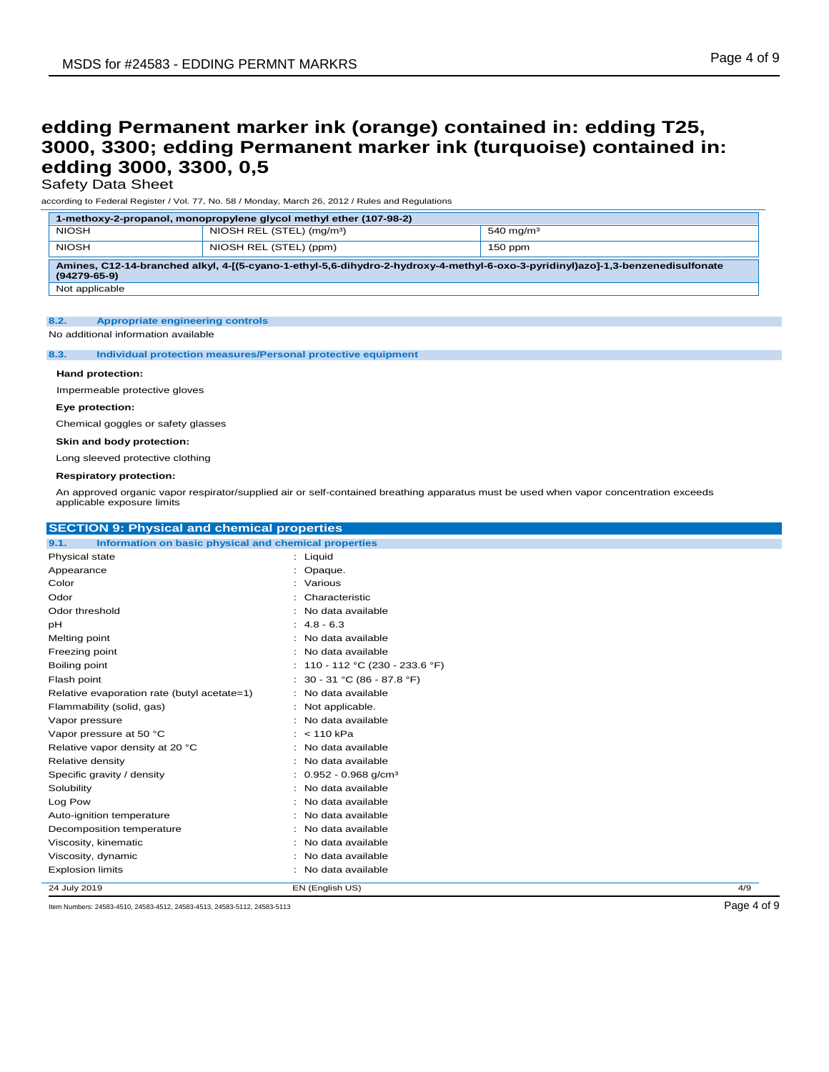# edding Permanent marker ink (orange) contained in: edding T25, 3000, 3300; edding Permanent marker ink (turquoise) contained in: edding 3000, 3300, 0,5

Safety Data Sheet

according to Federal Register / Vol. 77, No. 58 / Monday, March 26, 2012 / Rules and Regulations

| **1-methoxy-2-propanol, monopropylene glycol methyl ether (107-98-2)** | | |
|---|---|---|
| NIOSH | NIOSH REL (STEL) (mg/m³) | 540 mg/m³ |
| NIOSH | NIOSH REL (STEL) (ppm) | 150 ppm |

| **Amines, C12-14-branched alkyl, 4-[(5-cyano-1-ethyl-5,6-dihydro-2-hydroxy-4-methyl-6-oxo-3-pyridinyl)azo]-1,3-benzenedisulfonate (94279-65-9)** |
|---|
| Not applicable |

### 8.2. Appropriate engineering controls

No additional information available

### 8.3. Individual protection measures/Personal protective equipment

**Hand protection:**

Impermeable protective gloves

**Eye protection:**

Chemical goggles or safety glasses

**Skin and body protection:**

Long sleeved protective clothing

**Respiratory protection:**

An approved organic vapor respirator/supplied air or self-contained breathing apparatus must be used when vapor concentration exceeds applicable exposure limits

## SECTION 9: Physical and chemical properties

### 9.1. Information on basic physical and chemical properties

| Property | Value |
|---|---|
| Physical state | Liquid |
| Appearance | Opaque. |
| Color | Various |
| Odor | Characteristic |
| Odor threshold | No data available |
| pH | 4.8 - 6.3 |
| Melting point | No data available |
| Freezing point | No data available |
| Boiling point | 110 - 112 °C (230 - 233.6 °F) |
| Flash point | 30 - 31 °C (86 - 87.8 °F) |
| Relative evaporation rate (butyl acetate=1) | No data available |
| Flammability (solid, gas) | Not applicable. |
| Vapor pressure | No data available |
| Vapor pressure at 50 °C | < 110 kPa |
| Relative vapor density at 20 °C | No data available |
| Relative density | No data available |
| Specific gravity / density | 0.952 - 0.968 g/cm³ |
| Solubility | No data available |
| Log Pow | No data available |
| Auto-ignition temperature | No data available |
| Decomposition temperature | No data available |
| Viscosity, kinematic | No data available |
| Viscosity, dynamic | No data available |
| Explosion limits | No data available |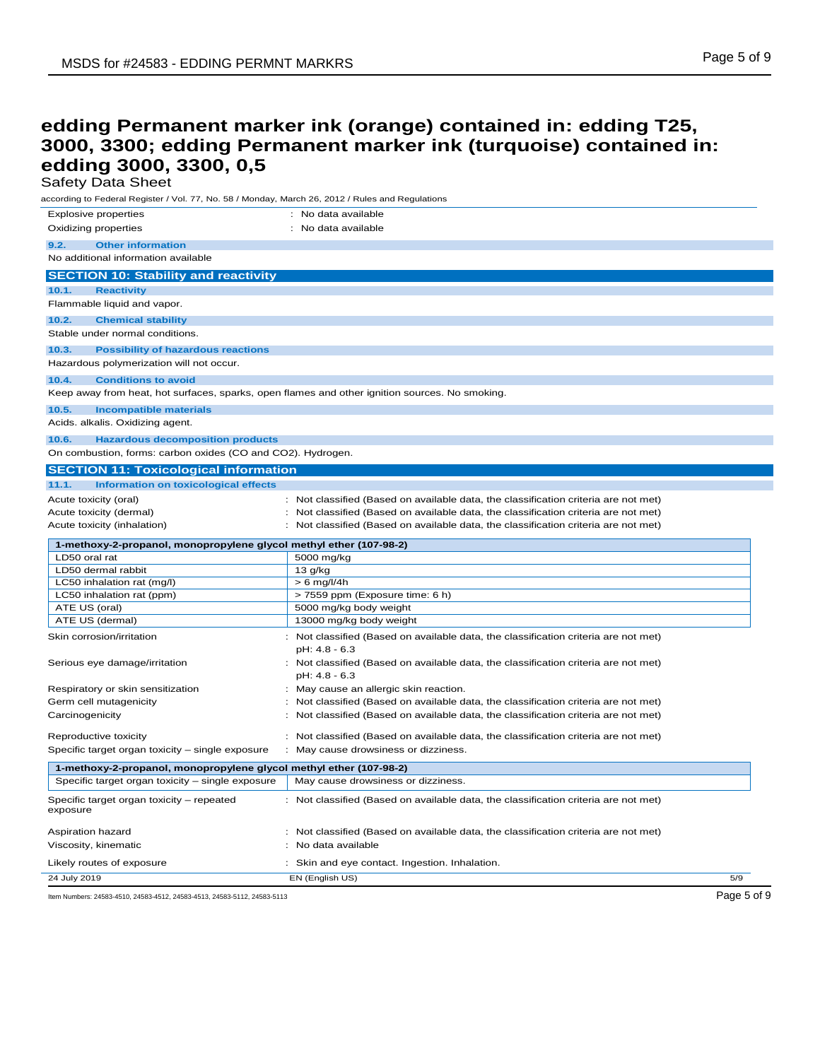# edding Permanent marker ink (orange) contained in: edding T25, 3000, 3300; edding Permanent marker ink (turquoise) contained in: edding 3000, 3300, 0,5

Safety Data Sheet

according to Federal Register / Vol. 77, No. 58 / Monday, March 26, 2012 / Rules and Regulations

Explosive properties : No data available

Oxidizing properties : No data available

### 9.2. Other information

No additional information available

## SECTION 10: Stability and reactivity

### 10.1. Reactivity

Flammable liquid and vapor.

### 10.2. Chemical stability

Stable under normal conditions.

### 10.3. Possibility of hazardous reactions

Hazardous polymerization will not occur.

### 10.4. Conditions to avoid

Keep away from heat, hot surfaces, sparks, open flames and other ignition sources. No smoking.

### 10.5. Incompatible materials

Acids. alkalis. Oxidizing agent.

### 10.6. Hazardous decomposition products

On combustion, forms: carbon oxides (CO and CO2). Hydrogen.

## SECTION 11: Toxicological information

### 11.1. Information on toxicological effects

Acute toxicity (oral) : Not classified (Based on available data, the classification criteria are not met)

Acute toxicity (dermal) : Not classified (Based on available data, the classification criteria are not met)

Acute toxicity (inhalation) : Not classified (Based on available data, the classification criteria are not met)

| 1-methoxy-2-propanol, monopropylene glycol methyl ether (107-98-2) | |
|---|---|
| LD50 oral rat | 5000 mg/kg |
| LD50 dermal rabbit | 13 g/kg |
| LC50 inhalation rat (mg/l) | > 6 mg/l/4h |
| LC50 inhalation rat (ppm) | > 7559 ppm (Exposure time: 6 h) |
| ATE US (oral) | 5000 mg/kg body weight |
| ATE US (dermal) | 13000 mg/kg body weight |

Skin corrosion/irritation : Not classified (Based on available data, the classification criteria are not met)
pH: 4.8 - 6.3

Serious eye damage/irritation : Not classified (Based on available data, the classification criteria are not met)
pH: 4.8 - 6.3

Respiratory or skin sensitization : May cause an allergic skin reaction.

Germ cell mutagenicity : Not classified (Based on available data, the classification criteria are not met)

Carcinogenicity : Not classified (Based on available data, the classification criteria are not met)

Reproductive toxicity : Not classified (Based on available data, the classification criteria are not met)

Specific target organ toxicity – single exposure : May cause drowsiness or dizziness.

| 1-methoxy-2-propanol, monopropylene glycol methyl ether (107-98-2) | |
|---|---|
| Specific target organ toxicity – single exposure | May cause drowsiness or dizziness. |

Specific target organ toxicity – repeated exposure : Not classified (Based on available data, the classification criteria are not met)

Aspiration hazard : Not classified (Based on available data, the classification criteria are not met)

Viscosity, kinematic : No data available

Likely routes of exposure : Skin and eye contact. Ingestion. Inhalation.

24 July 2019 EN (English US)

Item Numbers: 24583-4510, 24583-4512, 24583-4513, 24583-5112, 24583-5113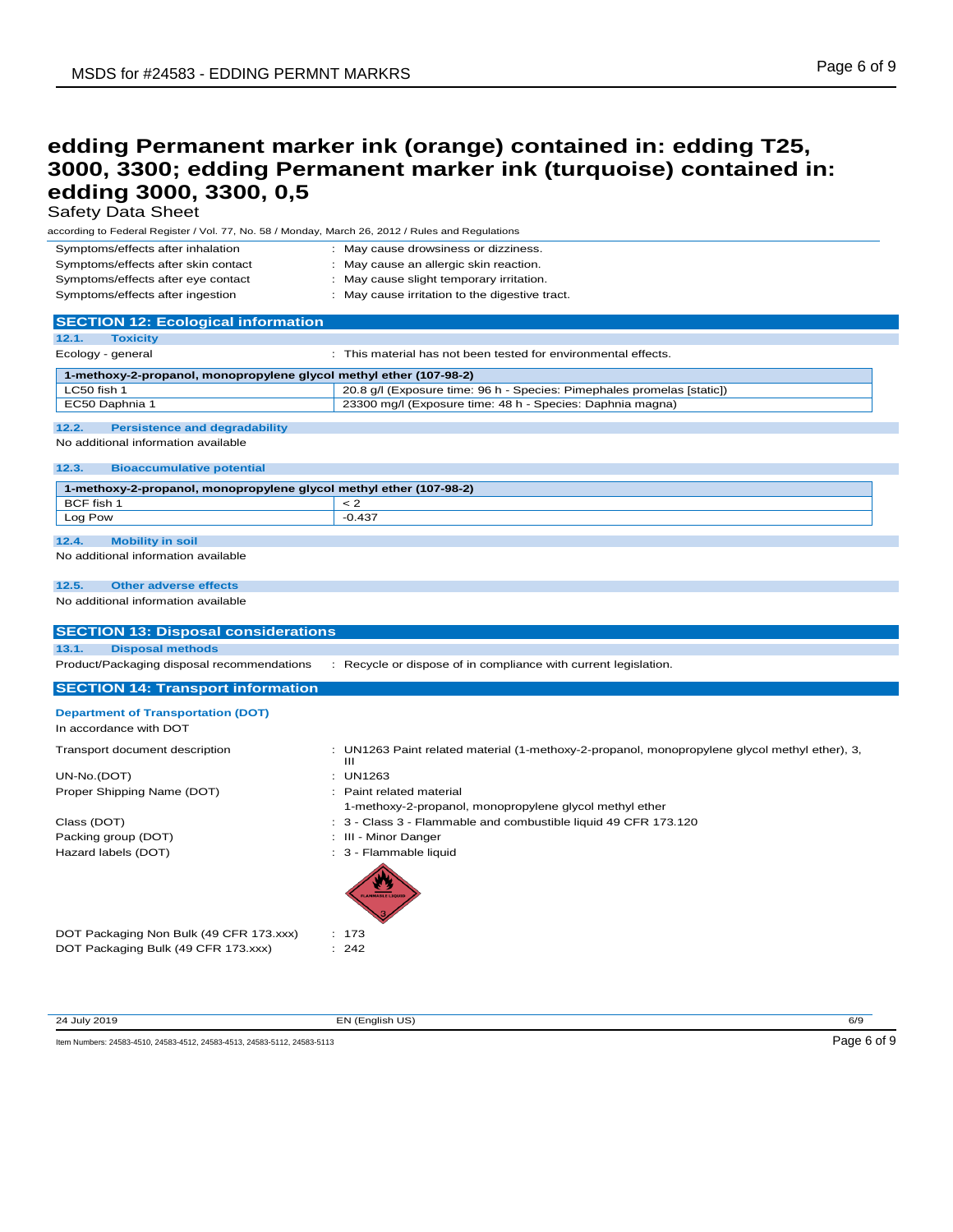# edding Permanent marker ink (orange) contained in: edding T25, 3000, 3300; edding Permanent marker ink (turquoise) contained in: edding 3000, 3300, 0,5

Safety Data Sheet

according to Federal Register / Vol. 77, No. 58 / Monday, March 26, 2012 / Rules and Regulations

Symptoms/effects after inhalation : May cause drowsiness or dizziness.

Symptoms/effects after skin contact : May cause an allergic skin reaction.

Symptoms/effects after eye contact : May cause slight temporary irritation.

Symptoms/effects after ingestion : May cause irritation to the digestive tract.

## SECTION 12: Ecological information

### 12.1. Toxicity

Ecology - general : This material has not been tested for environmental effects.

| 1-methoxy-2-propanol, monopropylene glycol methyl ether (107-98-2) | |
|---|---|
| LC50 fish 1 | 20.8 g/l (Exposure time: 96 h - Species: Pimephales promelas [static]) |
| EC50 Daphnia 1 | 23300 mg/l (Exposure time: 48 h - Species: Daphnia magna) |

### 12.2. Persistence and degradability

No additional information available

### 12.3. Bioaccumulative potential

| 1-methoxy-2-propanol, monopropylene glycol methyl ether (107-98-2) | |
|---|---|
| BCF fish 1 | < 2 |
| Log Pow | -0.437 |

### 12.4. Mobility in soil

No additional information available

### 12.5. Other adverse effects

No additional information available

## SECTION 13: Disposal considerations

### 13.1. Disposal methods

Product/Packaging disposal recommendations : Recycle or dispose of in compliance with current legislation.

## SECTION 14: Transport information

**Department of Transportation (DOT)**

In accordance with DOT

Transport document description : UN1263 Paint related material (1-methoxy-2-propanol, monopropylene glycol methyl ether), 3, III

UN-No.(DOT) : UN1263

Proper Shipping Name (DOT) : Paint related material
1-methoxy-2-propanol, monopropylene glycol methyl ether

Class (DOT) : 3 - Class 3 - Flammable and combustible liquid 49 CFR 173.120

Packing group (DOT) : III - Minor Danger

Hazard labels (DOT) : 3 - Flammable liquid

DOT Packaging Non Bulk (49 CFR 173.xxx) : 173

DOT Packaging Bulk (49 CFR 173.xxx) : 242

24 July 2019 EN (English US)

Item Numbers: 24583-4510, 24583-4512, 24583-4513, 24583-5112, 24583-5113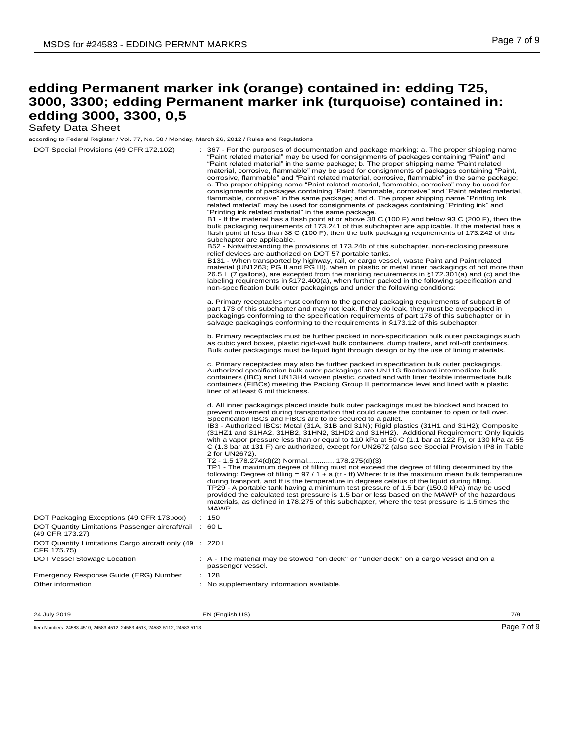# edding Permanent marker ink (orange) contained in: edding T25, 3000, 3300; edding Permanent marker ink (turquoise) contained in: edding 3000, 3300, 0,5

Safety Data Sheet

according to Federal Register / Vol. 77, No. 58 / Monday, March 26, 2012 / Rules and Regulations

| | |
|---|---|
| DOT Special Provisions (49 CFR 172.102) | : 367 - For the purposes of documentation and package marking: a. The proper shipping name "Paint related material" may be used for consignments of packages containing "Paint" and "Paint related material" in the same package; b. The proper shipping name "Paint related material, corrosive, flammable" may be used for consignments of packages containing "Paint, corrosive, flammable" and "Paint related material, corrosive, flammable" in the same package; c. The proper shipping name "Paint related material, flammable, corrosive" may be used for consignments of packages containing "Paint, flammable, corrosive" and "Paint related material, flammable, corrosive" in the same package; and d. The proper shipping name "Printing ink related material" may be used for consignments of packages containing "Printing ink" and "Printing ink related material" in the same package.<br>B1 - If the material has a flash point at or above 38 C (100 F) and below 93 C (200 F), then the bulk packaging requirements of 173.241 of this subchapter are applicable. If the material has a flash point of less than 38 C (100 F), then the bulk packaging requirements of 173.242 of this subchapter are applicable.<br>B52 - Notwithstanding the provisions of 173.24b of this subchapter, non-reclosing pressure relief devices are authorized on DOT 57 portable tanks.<br>B131 - When transported by highway, rail, or cargo vessel, waste Paint and Paint related material (UN1263; PG II and PG III), when in plastic or metal inner packagings of not more than 26.5 L (7 gallons), are excepted from the marking requirements in §172.301(a) and (c) and the labeling requirements in §172.400(a), when further packed in the following specification and non-specification bulk outer packagings and under the following conditions:<br><br>a. Primary receptacles must conform to the general packaging requirements of subpart B of part 173 of this subchapter and may not leak. If they do leak, they must be overpacked in packagings conforming to the specification requirements of part 178 of this subchapter or in salvage packagings conforming to the requirements in §173.12 of this subchapter.<br><br>b. Primary receptacles must be further packed in non-specification bulk outer packagings such as cubic yard boxes, plastic rigid-wall bulk containers, dump trailers, and roll-off containers. Bulk outer packagings must be liquid tight through design or by the use of lining materials.<br><br>c. Primary receptacles may also be further packed in specification bulk outer packagings. Authorized specification bulk outer packagings are UN11G fiberboard intermediate bulk containers (IBC) and UN13H4 woven plastic, coated and with liner flexible intermediate bulk containers (FIBCs) meeting the Packing Group II performance level and lined with a plastic liner of at least 6 mil thickness.<br><br>d. All inner packagings placed inside bulk outer packagings must be blocked and braced to prevent movement during transportation that could cause the container to open or fall over. Specification IBCs and FIBCs are to be secured to a pallet.<br>IB3 - Authorized IBCs: Metal (31A, 31B and 31N); Rigid plastics (31H1 and 31H2); Composite (31HZ1 and 31HA2, 31HB2, 31HN2, 31HD2 and 31HH2). Additional Requirement: Only liquids with a vapor pressure less than or equal to 110 kPa at 50 C (1.1 bar at 122 F), or 130 kPa at 55 C (1.3 bar at 131 F) are authorized, except for UN2672 (also see Special Provision IP8 in Table 2 for UN2672).<br>T2 - 1.5 178.274(d)(2) Normal............ 178.275(d)(3)<br>TP1 - The maximum degree of filling must not exceed the degree of filling determined by the following: Degree of filling = 97 / 1 + a (tr - tf) Where: tr is the maximum mean bulk temperature during transport, and tf is the temperature in degrees celsius of the liquid during filling.<br>TP29 - A portable tank having a minimum test pressure of 1.5 bar (150.0 kPa) may be used provided the calculated test pressure is 1.5 bar or less based on the MAWP of the hazardous materials, as defined in 178.275 of this subchapter, where the test pressure is 1.5 times the MAWP. |
| DOT Packaging Exceptions (49 CFR 173.xxx) | : 150 |
| DOT Quantity Limitations Passenger aircraft/rail (49 CFR 173.27) | : 60 L |
| DOT Quantity Limitations Cargo aircraft only (49 CFR 175.75) | : 220 L |
| DOT Vessel Stowage Location | : A - The material may be stowed ''on deck'' or ''under deck'' on a cargo vessel and on a passenger vessel. |
| Emergency Response Guide (ERG) Number | : 128 |
| Other information | : No supplementary information available. |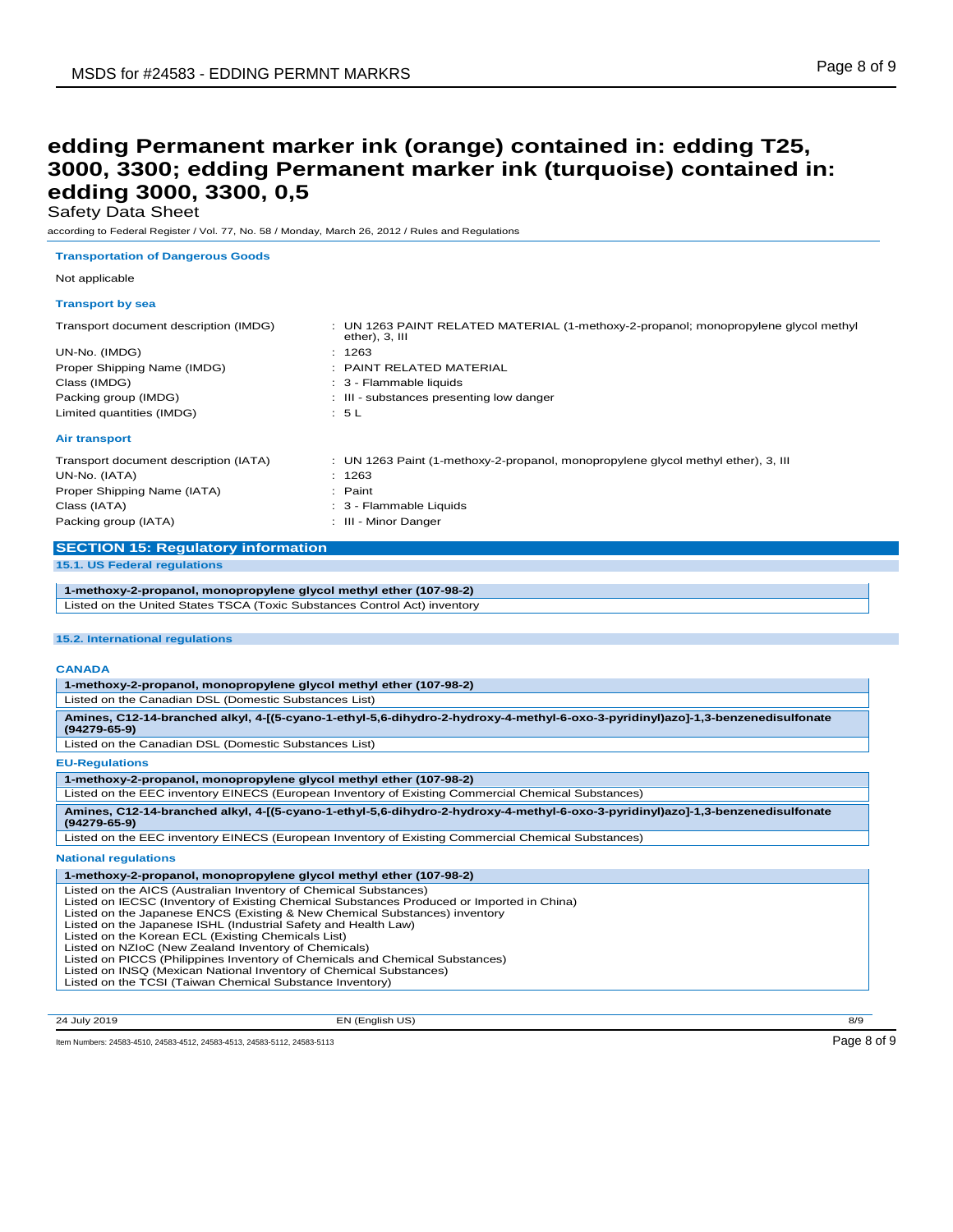# edding Permanent marker ink (orange) contained in: edding T25, 3000, 3300; edding Permanent marker ink (turquoise) contained in: edding 3000, 3300, 0,5

Safety Data Sheet

according to Federal Register / Vol. 77, No. 58 / Monday, March 26, 2012 / Rules and Regulations

### Transportation of Dangerous Goods

Not applicable

### Transport by sea

| | |
|---|---|
| Transport document description (IMDG) | : UN 1263 PAINT RELATED MATERIAL (1-methoxy-2-propanol; monopropylene glycol methyl ether), 3, III |
| UN-No. (IMDG) | : 1263 |
| Proper Shipping Name (IMDG) | : PAINT RELATED MATERIAL |
| Class (IMDG) | : 3 - Flammable liquids |
| Packing group (IMDG) | : III - substances presenting low danger |
| Limited quantities (IMDG) | : 5 L |

### Air transport

| | |
|---|---|
| Transport document description (IATA) | : UN 1263 Paint (1-methoxy-2-propanol, monopropylene glycol methyl ether), 3, III |
| UN-No. (IATA) | : 1263 |
| Proper Shipping Name (IATA) | : Paint |
| Class (IATA) | : 3 - Flammable Liquids |
| Packing group (IATA) | : III - Minor Danger |

## SECTION 15: Regulatory information

### 15.1. US Federal regulations

**1-methoxy-2-propanol, monopropylene glycol methyl ether (107-98-2)**

Listed on the United States TSCA (Toxic Substances Control Act) inventory

### 15.2. International regulations

#### CANADA

**1-methoxy-2-propanol, monopropylene glycol methyl ether (107-98-2)**

Listed on the Canadian DSL (Domestic Substances List)

**Amines, C12-14-branched alkyl, 4-[(5-cyano-1-ethyl-5,6-dihydro-2-hydroxy-4-methyl-6-oxo-3-pyridinyl)azo]-1,3-benzenedisulfonate (94279-65-9)**

Listed on the Canadian DSL (Domestic Substances List)

#### EU-Regulations

**1-methoxy-2-propanol, monopropylene glycol methyl ether (107-98-2)**

Listed on the EEC inventory EINECS (European Inventory of Existing Commercial Chemical Substances)

**Amines, C12-14-branched alkyl, 4-[(5-cyano-1-ethyl-5,6-dihydro-2-hydroxy-4-methyl-6-oxo-3-pyridinyl)azo]-1,3-benzenedisulfonate (94279-65-9)**

Listed on the EEC inventory EINECS (European Inventory of Existing Commercial Chemical Substances)

#### National regulations

**1-methoxy-2-propanol, monopropylene glycol methyl ether (107-98-2)**

Listed on the AICS (Australian Inventory of Chemical Substances)
Listed on IECSC (Inventory of Existing Chemical Substances Produced or Imported in China)
Listed on the Japanese ENCS (Existing & New Chemical Substances) inventory
Listed on the Japanese ISHL (Industrial Safety and Health Law)
Listed on the Korean ECL (Existing Chemicals List)
Listed on NZIoC (New Zealand Inventory of Chemicals)
Listed on PICCS (Philippines Inventory of Chemicals and Chemical Substances)
Listed on INSQ (Mexican National Inventory of Chemical Substances)
Listed on the TCSI (Taiwan Chemical Substance Inventory)

24 July 2019 EN (English US)

Item Numbers: 24583-4510, 24583-4512, 24583-4513, 24583-5112, 24583-5113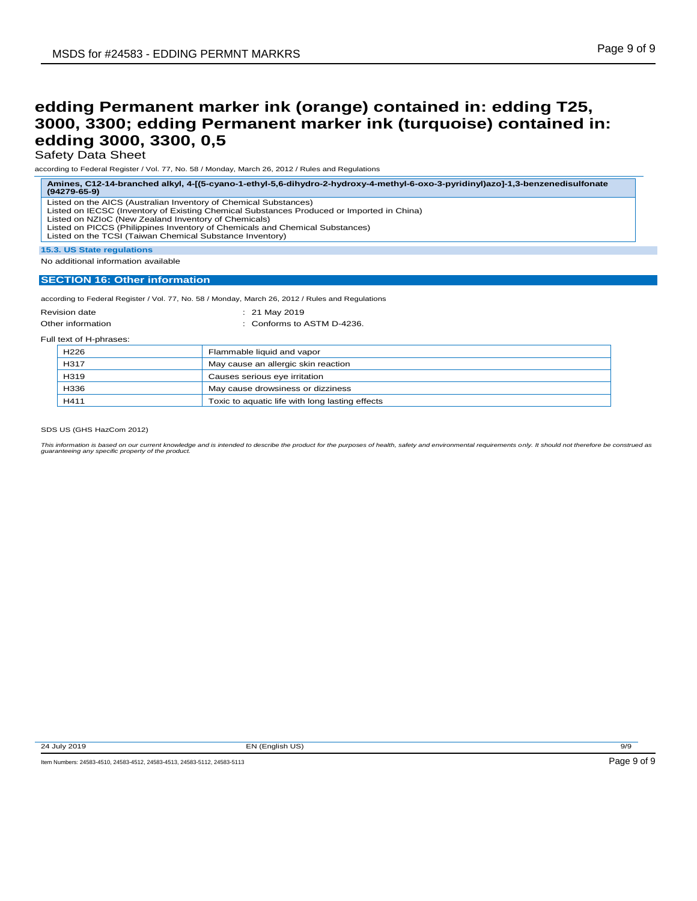# edding Permanent marker ink (orange) contained in: edding T25, 3000, 3300; edding Permanent marker ink (turquoise) contained in: edding 3000, 3300, 0,5

Safety Data Sheet

according to Federal Register / Vol. 77, No. 58 / Monday, March 26, 2012 / Rules and Regulations

| **Amines, C12-14-branched alkyl, 4-[(5-cyano-1-ethyl-5,6-dihydro-2-hydroxy-4-methyl-6-oxo-3-pyridinyl)azo]-1,3-benzenedisulfonate (94279-65-9)** |
|---|
| Listed on the AICS (Australian Inventory of Chemical Substances)<br>Listed on IECSC (Inventory of Existing Chemical Substances Produced or Imported in China)<br>Listed on NZIoC (New Zealand Inventory of Chemicals)<br>Listed on PICCS (Philippines Inventory of Chemicals and Chemical Substances)<br>Listed on the TCSI (Taiwan Chemical Substance Inventory) |

### 15.3. US State regulations

No additional information available

## SECTION 16: Other information

according to Federal Register / Vol. 77, No. 58 / Monday, March 26, 2012 / Rules and Regulations

Revision date : 21 May 2019

Other information : Conforms to ASTM D-4236.

Full text of H-phrases:

| | |
|---|---|
| H226 | Flammable liquid and vapor |
| H317 | May cause an allergic skin reaction |
| H319 | Causes serious eye irritation |
| H336 | May cause drowsiness or dizziness |
| H411 | Toxic to aquatic life with long lasting effects |

SDS US (GHS HazCom 2012)

*This information is based on our current knowledge and is intended to describe the product for the purposes of health, safety and environmental requirements only. It should not therefore be construed as guaranteeing any specific property of the product.*

24 July 2019 EN (English US)

Item Numbers: 24583-4510, 24583-4512, 24583-4513, 24583-5112, 24583-5113